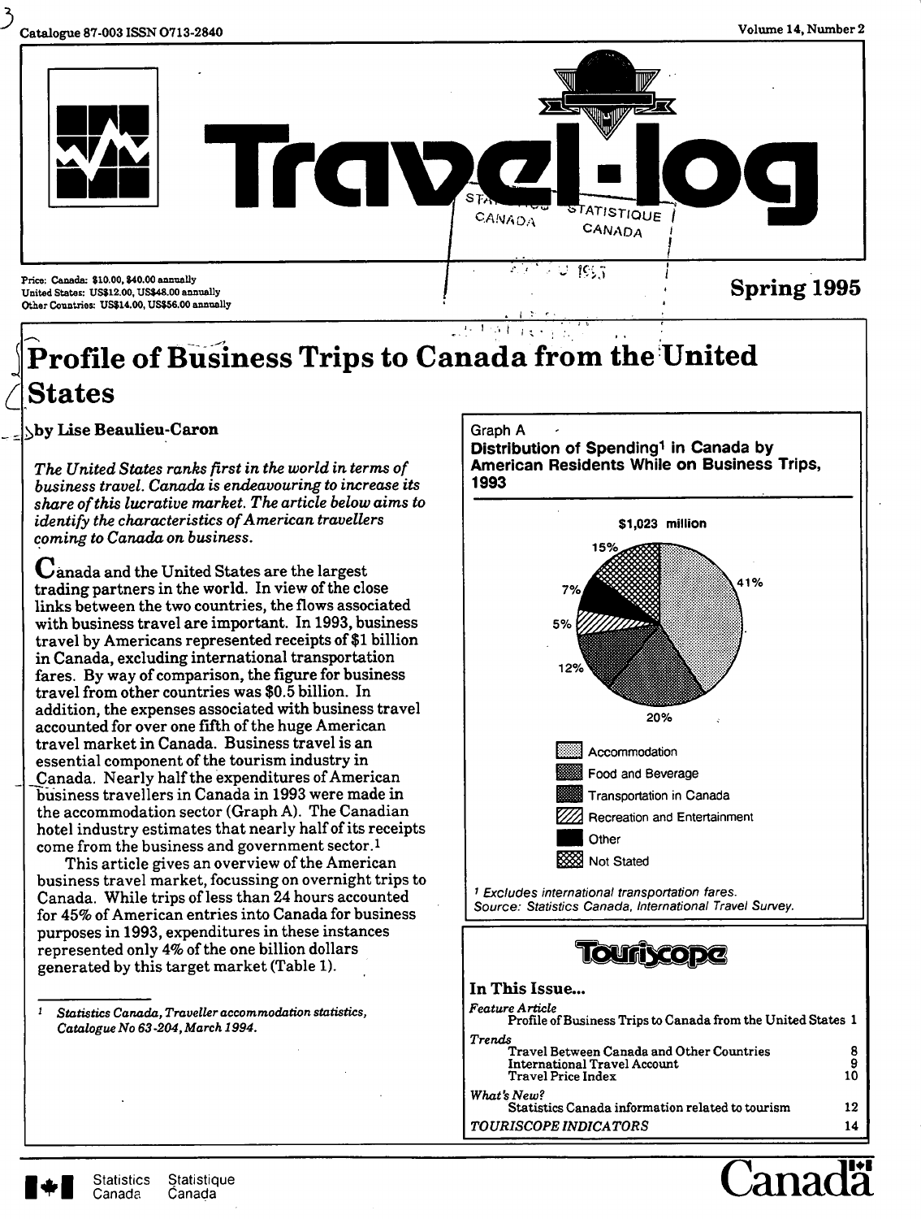Catalogue 87-003 ISSN 0713-2840

Volume 14, Number 2

# Travel-log

Price: Canada: $10.00, $40.00 annually
United States: US$12.00, US$48.00 annually
Other Countries: US$14.00, US$56.00 annually

**Spring 1995**

## Profile of Business Trips to Canada from the United States

**by Lise Beaulieu-Caron**

*The United States ranks first in the world in terms of business travel. Canada is endeavouring to increase its share of this lucrative market. The article below aims to identify the characteristics of American travellers coming to Canada on business.*

Canada and the United States are the largest trading partners in the world. In view of the close links between the two countries, the flows associated with business travel are important. In 1993, business travel by Americans represented receipts of $1 billion in Canada, excluding international transportation fares. By way of comparison, the figure for business travel from other countries was $0.5 billion. In addition, the expenses associated with business travel accounted for over one fifth of the huge American travel market in Canada. Business travel is an essential component of the tourism industry in Canada. Nearly half the expenditures of American business travellers in Canada in 1993 were made in the accommodation sector (Graph A). The Canadian hotel industry estimates that nearly half of its receipts come from the business and government sector.[1]

This article gives an overview of the American business travel market, focussing on overnight trips to Canada. While trips of less than 24 hours accounted for 45% of American entries into Canada for business purposes in 1993, expenditures in these instances represented only 4% of the one billion dollars generated by this target market (Table 1).

[1] *Statistics Canada, Traveller accommodation statistics, Catalogue No 63-204, March 1994.*

Graph A
**Distribution of Spending[1] in Canada by American Residents While on Business Trips, 1993**

$1,023 million

| Category | Share |
|---|---|
| Accommodation | 41% |
| Food and Beverage | 20% |
| Transportation in Canada | 12% |
| Recreation and Entertainment | 5% |
| Other | 7% |
| Not Stated | 15% |

[1] *Excludes international transportation fares.*
*Source: Statistics Canada, International Travel Survey.*

### Touriscope

**In This Issue...**

*Feature Article*
- Profile of Business Trips to Canada from the United States 1

*Trends*
- Travel Between Canada and Other Countries 8
- International Travel Account 9
- Travel Price Index 10

*What's New?*
- Statistics Canada information related to tourism 12

*TOURISCOPE INDICATORS* 14

Statistics Canada Statistique Canada

Canada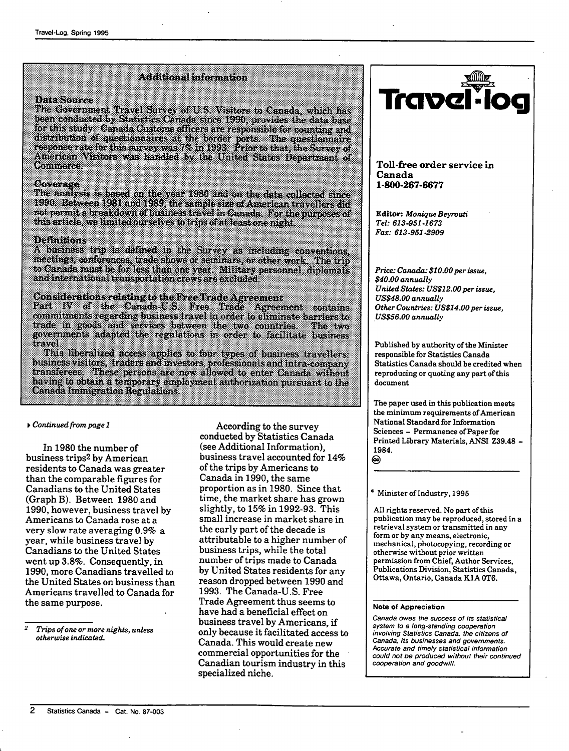## Additional information

### Data Source

The Government Travel Survey of U.S. Visitors to Canada, which has been conducted by Statistics Canada since 1990, provides the data base for this study. Canada Customs officers are responsible for counting and distribution of questionnaires at the border ports. The questionnaire response rate for this survey was 7% in 1993. Prior to that, the Survey of American Visitors was handled by the United States Department of Commerce.

### Coverage

The analysis is based on the year 1980 and on the data collected since 1990. Between 1981 and 1989, the sample size of American travellers did not permit a breakdown of business travel in Canada. For the purposes of this article, we limited ourselves to trips of at least one night.

### Definitions

A business trip is defined in the Survey as including conventions, meetings, conferences, trade shows or seminars, or other work. The trip to Canada must be for less than one year. Military personnel, diplomats and international transportation crews are excluded.

### Considerations relating to the Free Trade Agreement

Part IV of the Canada-U.S. Free Trade Agreement contains commitments regarding business travel in order to eliminate barriers to trade in goods and services between the two countries. The two governments adapted the regulations in order to facilitate business travel.

This liberalized access applies to four types of business travellers: business visitors, traders and investors, professionals and intra-company transferees. These persons are now allowed to enter Canada without having to obtain a temporary employment authorization pursuant to the Canada Immigration Regulations.

*Continued from page 1*

In 1980 the number of business trips[2] by American residents to Canada was greater than the comparable figures for Canadians to the United States (Graph B). Between 1980 and 1990, however, business travel by Americans to Canada rose at a very slow rate averaging 0.9% a year, while business travel by Canadians to the United States went up 3.8%. Consequently, in 1990, more Canadians travelled to the United States on business than Americans travelled to Canada for the same purpose.

According to the survey conducted by Statistics Canada (see Additional Information), business travel accounted for 14% of the trips by Americans to Canada in 1990, the same proportion as in 1980. Since that time, the market share has grown slightly, to 15% in 1992-93. This small increase in market share in the early part of the decade is attributable to a higher number of business trips, while the total number of trips made to Canada by United States residents for any reason dropped between 1990 and 1993. The Canada-U.S. Free Trade Agreement thus seems to have had a beneficial effect on business travel by Americans, if only because it facilitated access to Canada. This would create new commercial opportunities for the Canadian tourism industry in this specialized niche.

[2] *Trips of one or more nights, unless otherwise indicated.*

---

# Travel-log

**Toll-free order service in Canada**
**1-800-267-6677**

**Editor:** *Monique Beyrouti*
*Tel: 613-951-1673*
*Fax: 613-951-2909*

*Price: Canada: $10.00 per issue, $40.00 annually*
*United States: US$12.00 per issue, US$48.00 annually*
*Other Countries: US$14.00 per issue, US$56.00 annually*

Published by authority of the Minister responsible for Statistics Canada
Statistics Canada should be credited when reproducing or quoting any part of this document

The paper used in this publication meets the minimum requirements of American National Standard for Information Sciences – Permanence of Paper for Printed Library Materials, ANSI Z39.48 – 1984.

© Minister of Industry, 1995

All rights reserved. No part of this publication may be reproduced, stored in a retrieval system or transmitted in any form or by any means, electronic, mechanical, photocopying, recording or otherwise without prior written permission from Chief, Author Services, Publications Division, Statistics Canada, Ottawa, Ontario, Canada K1A 0T6.

**Note of Appreciation**

*Canada owes the success of its statistical system to a long-standing cooperation involving Statistics Canada, the citizens of Canada, its businesses and governments. Accurate and timely statistical information could not be produced without their continued cooperation and goodwill.*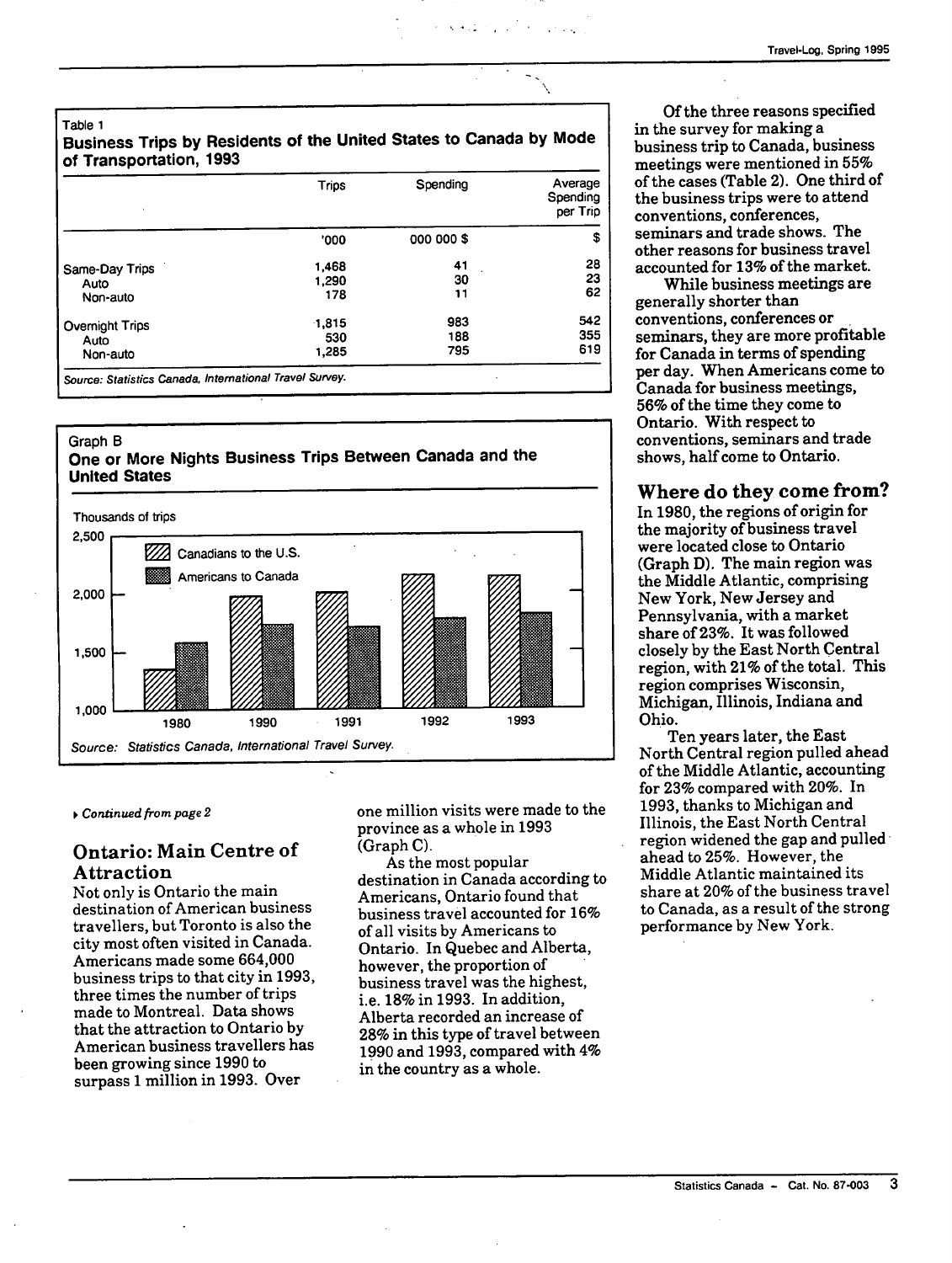Table 1

**Business Trips by Residents of the United States to Canada by Mode of Transportation, 1993**

| | Trips | Spending | Average Spending per Trip |
|---|---|---|---|
| | '000 | 000 000 $ | $ |
| Same-Day Trips | 1,468 | 41 | 28 |
| Auto | 1,290 | 30 | 23 |
| Non-auto | 178 | 11 | 62 |
| Overnight Trips | 1,815 | 983 | 542 |
| Auto | 530 | 188 | 355 |
| Non-auto | 1,285 | 795 | 619 |

*Source: Statistics Canada, International Travel Survey.*

Graph B

**One or More Nights Business Trips Between Canada and the United States**

Thousands of trips

Canadians to the U.S.

Americans to Canada

2,500
2,000
1,500
1,000

1980 1990 1991 1992 1993

*Source: Statistics Canada, International Travel Survey.*

*Continued from page 2*

## Ontario: Main Centre of Attraction

Not only is Ontario the main destination of American business travellers, but Toronto is also the city most often visited in Canada. Americans made some 664,000 business trips to that city in 1993, three times the number of trips made to Montreal. Data shows that the attraction to Ontario by American business travellers has been growing since 1990 to surpass 1 million in 1993. Over one million visits were made to the province as a whole in 1993 (Graph C).

As the most popular destination in Canada according to Americans, Ontario found that business travel accounted for 16% of all visits by Americans to Ontario. In Quebec and Alberta, however, the proportion of business travel was the highest, i.e. 18% in 1993. In addition, Alberta recorded an increase of 28% in this type of travel between 1990 and 1993, compared with 4% in the country as a whole.

Of the three reasons specified in the survey for making a business trip to Canada, business meetings were mentioned in 55% of the cases (Table 2). One third of the business trips were to attend conventions, conferences, seminars and trade shows. The other reasons for business travel accounted for 13% of the market.

While business meetings are generally shorter than conventions, conferences or seminars, they are more profitable for Canada in terms of spending per day. When Americans come to Canada for business meetings, 56% of the time they come to Ontario. With respect to conventions, seminars and trade shows, half come to Ontario.

## Where do they come from?

In 1980, the regions of origin for the majority of business travel were located close to Ontario (Graph D). The main region was the Middle Atlantic, comprising New York, New Jersey and Pennsylvania, with a market share of 23%. It was followed closely by the East North Central region, with 21% of the total. This region comprises Wisconsin, Michigan, Illinois, Indiana and Ohio.

Ten years later, the East North Central region pulled ahead of the Middle Atlantic, accounting for 23% compared with 20%. In 1993, thanks to Michigan and Illinois, the East North Central region widened the gap and pulled ahead to 25%. However, the Middle Atlantic maintained its share at 20% of the business travel to Canada, as a result of the strong performance by New York.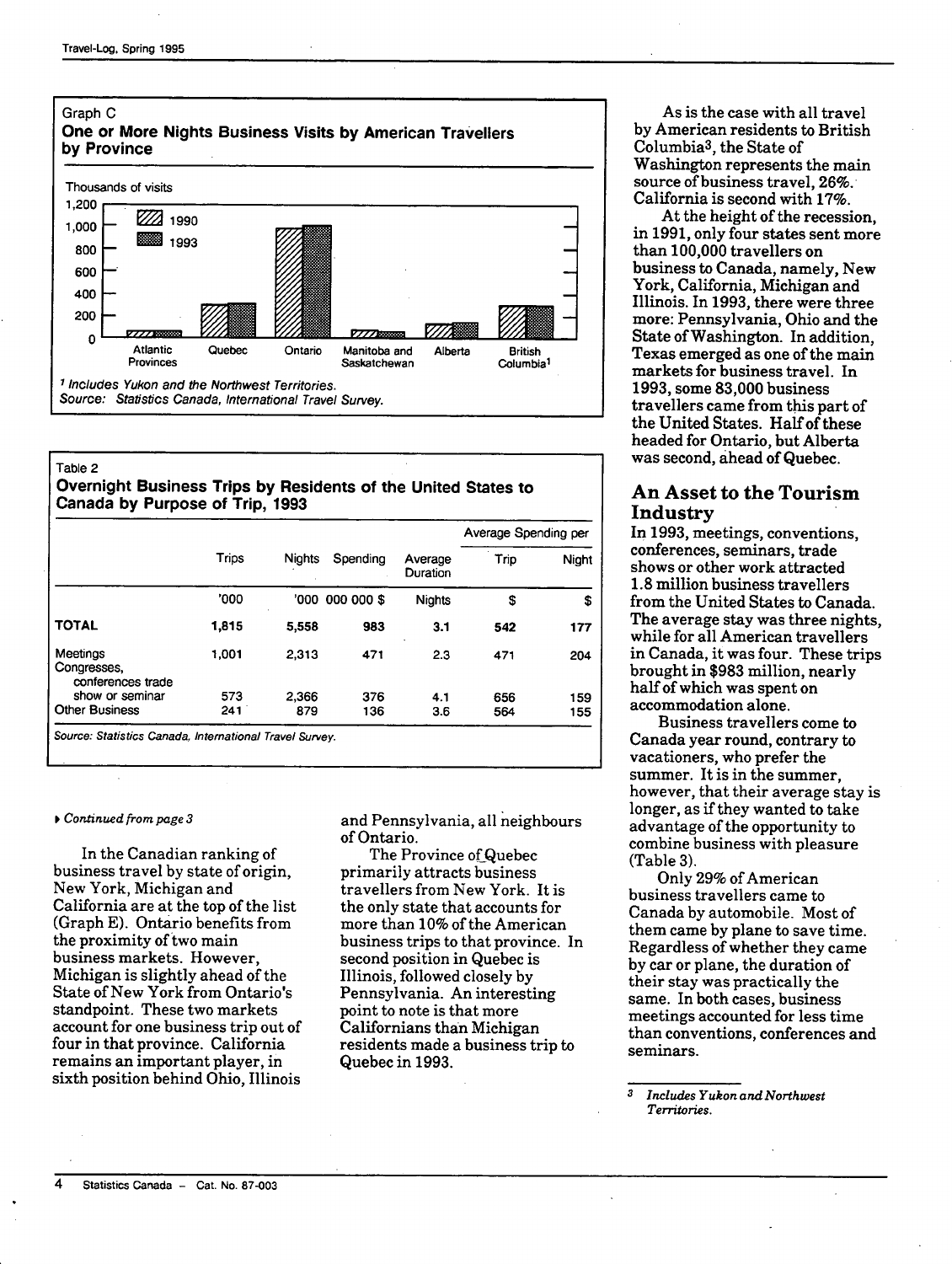Graph C

**One or More Nights Business Visits by American Travellers by Province**

Thousands of visits

1,200
1,000
800
600
400
200
0

1990
1993

Atlantic Provinces | Quebec | Ontario | Manitoba and Saskatchewan | Alberta | British Columbia[1]

[1] Includes Yukon and the Northwest Territories.

*Source: Statistics Canada, International Travel Survey.*

Table 2

**Overnight Business Trips by Residents of the United States to Canada by Purpose of Trip, 1993**

| | Trips | Nights | Spending | Average Duration | Average Spending per Trip | Average Spending per Night |
|---|---|---|---|---|---|---|
| | '000 | '000 | 000 000 $ | Nights | $ | $ |
| **TOTAL** | **1,815** | **5,558** | **983** | **3.1** | **542** | **177** |
| Meetings | 1,001 | 2,313 | 471 | 2.3 | 471 | 204 |
| Congresses, conferences trade show or seminar | 573 | 2,366 | 376 | 4.1 | 656 | 159 |
| Other Business | 241 | 879 | 136 | 3.6 | 564 | 155 |

*Source: Statistics Canada, International Travel Survey.*

*Continued from page 3*

In the Canadian ranking of business travel by state of origin, New York, Michigan and California are at the top of the list (Graph E). Ontario benefits from the proximity of two main business markets. However, Michigan is slightly ahead of the State of New York from Ontario's standpoint. These two markets account for one business trip out of four in that province. California remains an important player, in sixth position behind Ohio, Illinois and Pennsylvania, all neighbours of Ontario.

The Province of Quebec primarily attracts business travellers from New York. It is the only state that accounts for more than 10% of the American business trips to that province. In second position in Quebec is Illinois, followed closely by Pennsylvania. An interesting point to note is that more Californians than Michigan residents made a business trip to Quebec in 1993.

As is the case with all travel by American residents to British Columbia[3], the State of Washington represents the main source of business travel, 26%. California is second with 17%.

At the height of the recession, in 1991, only four states sent more than 100,000 travellers on business to Canada, namely, New York, California, Michigan and Illinois. In 1993, there were three more: Pennsylvania, Ohio and the State of Washington. In addition, Texas emerged as one of the main markets for business travel. In 1993, some 83,000 business travellers came from this part of the United States. Half of these headed for Ontario, but Alberta was second, ahead of Quebec.

## An Asset to the Tourism Industry

In 1993, meetings, conventions, conferences, seminars, trade shows or other work attracted 1.8 million business travellers from the United States to Canada. The average stay was three nights, while for all American travellers in Canada, it was four. These trips brought in $983 million, nearly half of which was spent on accommodation alone.

Business travellers come to Canada year round, contrary to vacationers, who prefer the summer. It is in the summer, however, that their average stay is longer, as if they wanted to take advantage of the opportunity to combine business with pleasure (Table 3).

Only 29% of American business travellers came to Canada by automobile. Most of them came by plane to save time. Regardless of whether they came by car or plane, the duration of their stay was practically the same. In both cases, business meetings accounted for less time than conventions, conferences and seminars.

[3] *Includes Yukon and Northwest Territories.*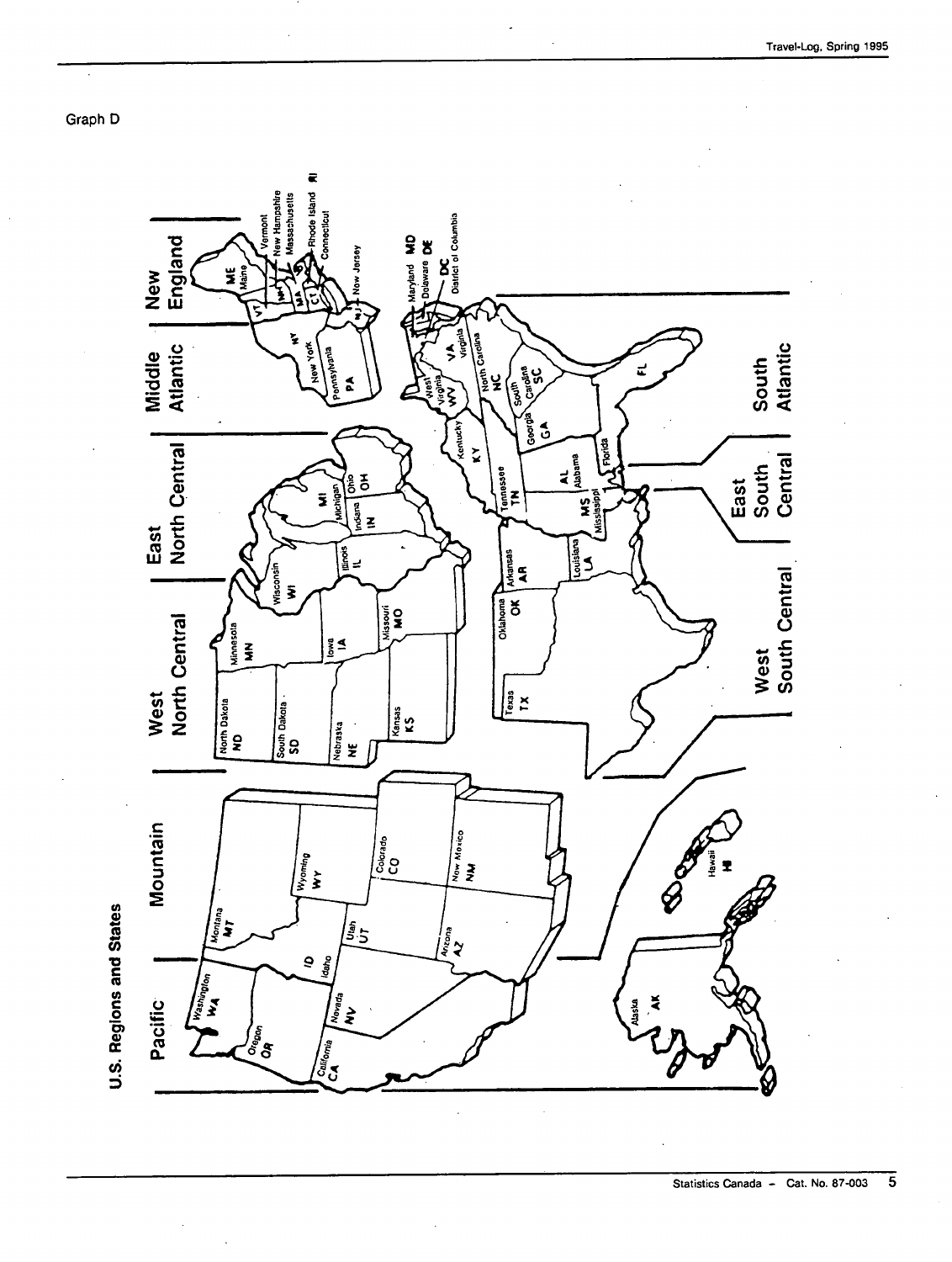Graph D

U.S. Regions and States

Pacific

Mountain

West North Central

East North Central

Middle Atlantic

New England

South Atlantic

East South Central

West South Central

Washington WA

Oregon OR

California CA

Nevada NV

Idaho ID

Montana MT

Wyoming WY

Utah UT

Colorado CO

Arizona AZ

New Mexico NM

Alaska AK

Hawaii HI

North Dakota ND

South Dakota SD

Nebraska NE

Kansas KS

Minnesota MN

Iowa IA

Missouri MO

Wisconsin WI

Illinois IL

Michigan MI

Indiana IN

Ohio OH

New York NY

Pennsylvania PA

New Jersey NJ

Maine ME

Vermont VT

New Hampshire NH

Massachusetts MA

Rhode Island RI

Connecticut CT

Maryland MD

Delaware DE

District of Columbia DC

West Virginia WV

Virginia VA

North Carolina NC

South Carolina SC

Georgia GA

Florida FL

Kentucky KY

Tennessee TN

Alabama AL

Mississippi MS

Oklahoma OK

Texas TX

Arkansas AR

Louisiana LA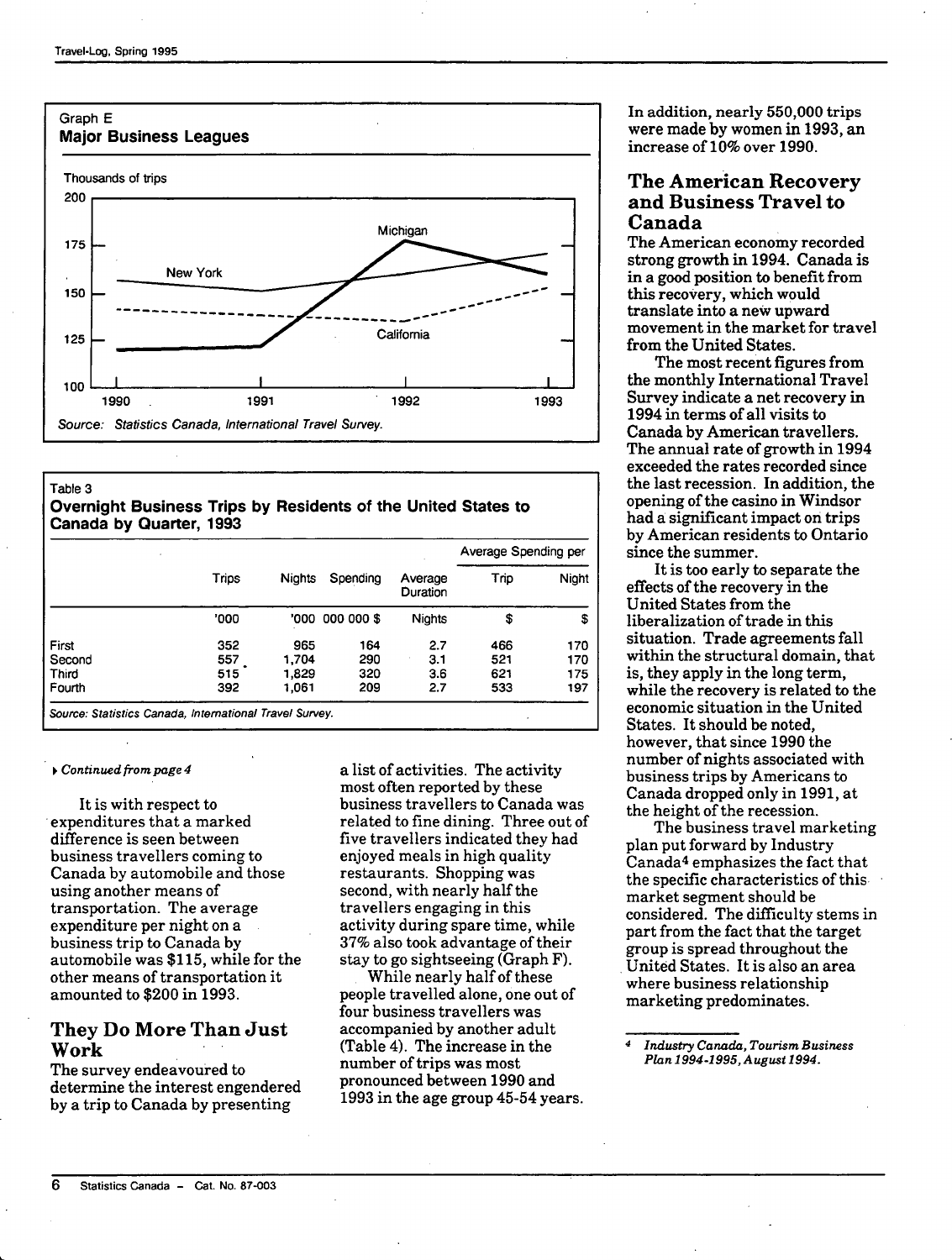Graph E

**Major Business Leagues**

Thousands of trips

200

175

150

125

100

Michigan

New York

California

1990 1991 1992 1993

*Source: Statistics Canada, International Travel Survey.*

Table 3

**Overnight Business Trips by Residents of the United States to Canada by Quarter, 1993**

| | Trips | Nights | Spending | Average Duration | Average Spending per Trip | Average Spending per Night |
|---|---|---|---|---|---|---|
| | '000 | '000 | 000 000 $ | Nights | $ | $ |
| First | 352 | 965 | 164 | 2.7 | 466 | 170 |
| Second | 557 | 1,704 | 290 | 3.1 | 521 | 170 |
| Third | 515 | 1,829 | 320 | 3.6 | 621 | 175 |
| Fourth | 392 | 1,061 | 209 | 2.7 | 533 | 197 |

*Source: Statistics Canada, International Travel Survey.*

*Continued from page 4*

It is with respect to expenditures that a marked difference is seen between business travellers coming to Canada by automobile and those using another means of transportation. The average expenditure per night on a business trip to Canada by automobile was $115, while for the other means of transportation it amounted to $200 in 1993.

## They Do More Than Just Work

The survey endeavoured to determine the interest engendered by a trip to Canada by presenting a list of activities. The activity most often reported by these business travellers to Canada was related to fine dining. Three out of five travellers indicated they had enjoyed meals in high quality restaurants. Shopping was second, with nearly half the travellers engaging in this activity during spare time, while 37% also took advantage of their stay to go sightseeing (Graph F).

While nearly half of these people travelled alone, one out of four business travellers was accompanied by another adult (Table 4). The increase in the number of trips was most pronounced between 1990 and 1993 in the age group 45-54 years. In addition, nearly 550,000 trips were made by women in 1993, an increase of 10% over 1990.

## The American Recovery and Business Travel to Canada

The American economy recorded strong growth in 1994. Canada is in a good position to benefit from this recovery, which would translate into a new upward movement in the market for travel from the United States.

The most recent figures from the monthly International Travel Survey indicate a net recovery in 1994 in terms of all visits to Canada by American travellers. The annual rate of growth in 1994 exceeded the rates recorded since the last recession. In addition, the opening of the casino in Windsor had a significant impact on trips by American residents to Ontario since the summer.

It is too early to separate the effects of the recovery in the United States from the liberalization of trade in this situation. Trade agreements fall within the structural domain, that is, they apply in the long term, while the recovery is related to the economic situation in the United States. It should be noted, however, that since 1990 the number of nights associated with business trips by Americans to Canada dropped only in 1991, at the height of the recession.

The business travel marketing plan put forward by Industry Canada[4] emphasizes the fact that the specific characteristics of this market segment should be considered. The difficulty stems in part from the fact that the target group is spread throughout the United States. It is also an area where business relationship marketing predominates.

[4] *Industry Canada, Tourism Business Plan 1994-1995, August 1994.*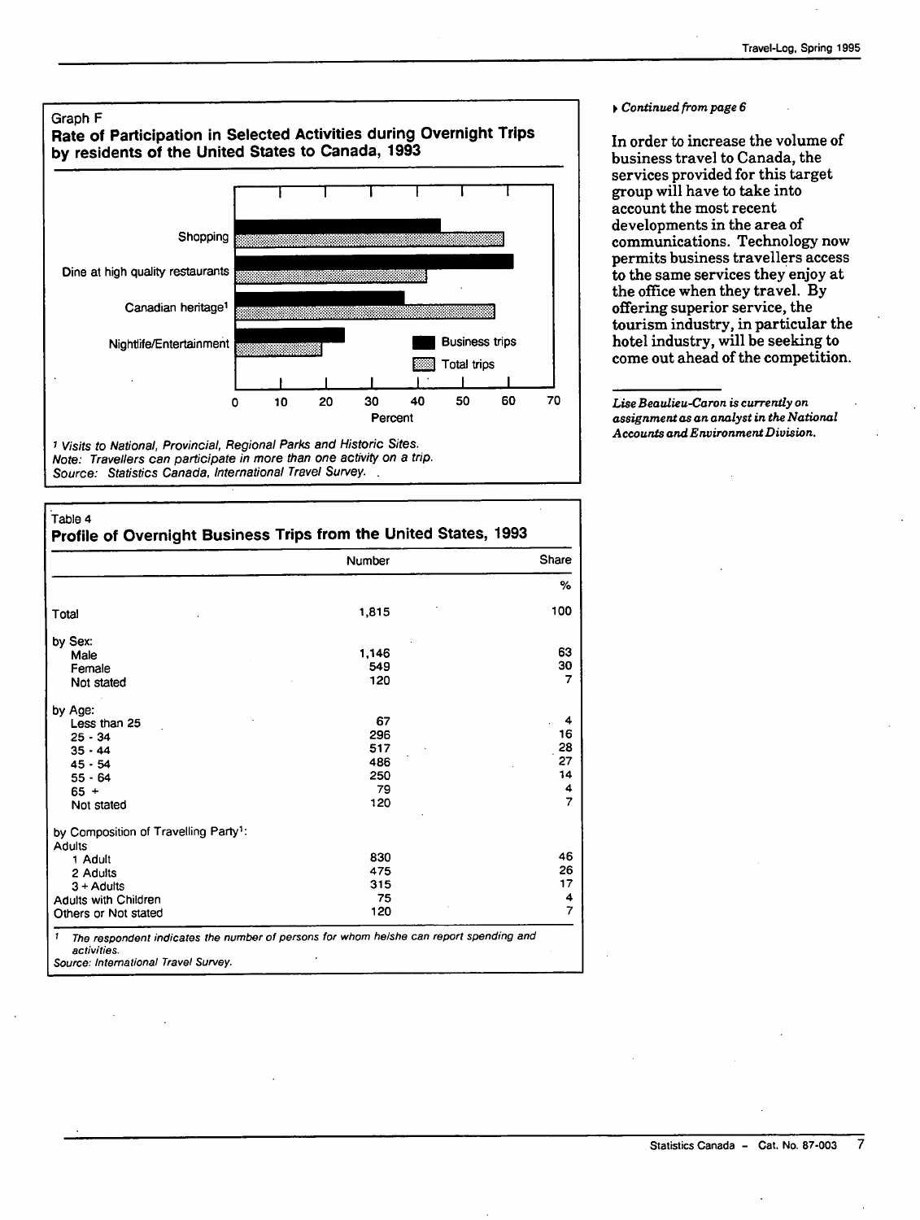Graph F

**Rate of Participation in Selected Activities during Overnight Trips by residents of the United States to Canada, 1993**

[1] Visits to National, Provincial, Regional Parks and Historic Sites.

*Note: Travellers can participate in more than one activity on a trip.*

*Source: Statistics Canada, International Travel Survey.*

Table 4

**Profile of Overnight Business Trips from the United States, 1993**

| | Number | Share |
|---|---|---|
| | | % |
| Total | 1,815 | 100 |
| by Sex: | | |
| Male | 1,146 | 63 |
| Female | 549 | 30 |
| Not stated | 120 | 7 |
| by Age: | | |
| Less than 25 | 67 | 4 |
| 25 - 34 | 296 | 16 |
| 35 - 44 | 517 | 28 |
| 45 - 54 | 486 | 27 |
| 55 - 64 | 250 | 14 |
| 65 + | 79 | 4 |
| Not stated | 120 | 7 |
| by Composition of Travelling Party[1]: | | |
| Adults | | |
| 1 Adult | 830 | 46 |
| 2 Adults | 475 | 26 |
| 3 + Adults | 315 | 17 |
| Adults with Children | 75 | 4 |
| Others or Not stated | 120 | 7 |

[1] *The respondent indicates the number of persons for whom he/she can report spending and activities.*

*Source: International Travel Survey.*

*Continued from page 6*

In order to increase the volume of business travel to Canada, the services provided for this target group will have to take into account the most recent developments in the area of communications. Technology now permits business travellers access to the same services they enjoy at the office when they travel. By offering superior service, the tourism industry, in particular the hotel industry, will be seeking to come out ahead of the competition.

*Lise Beaulieu-Caron is currently on assignment as an analyst in the National Accounts and Environment Division.*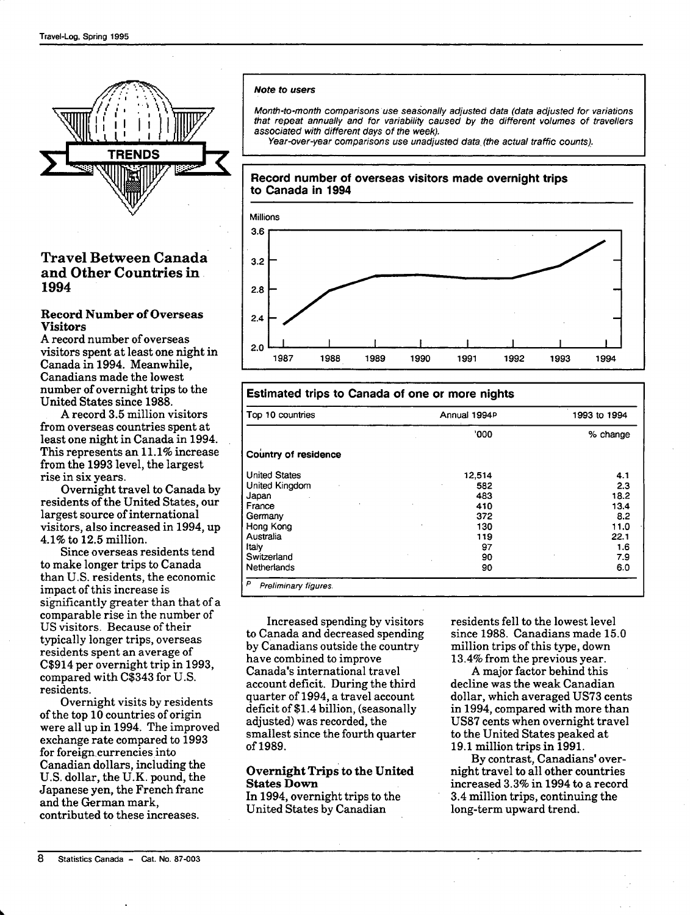**TRENDS**

## Travel Between Canada and Other Countries in 1994

### Record Number of Overseas Visitors

A record number of overseas visitors spent at least one night in Canada in 1994. Meanwhile, Canadians made the lowest number of overnight trips to the United States since 1988.

A record 3.5 million visitors from overseas countries spent at least one night in Canada in 1994. This represents an 11.1% increase from the 1993 level, the largest rise in six years.

Overnight travel to Canada by residents of the United States, our largest source of international visitors, also increased in 1994, up 4.1% to 12.5 million.

Since overseas residents tend to make longer trips to Canada than U.S. residents, the economic impact of this increase is significantly greater than that of a comparable rise in the number of US visitors. Because of their typically longer trips, overseas residents spent an average of C$914 per overnight trip in 1993, compared with C$343 for U.S. residents.

Overnight visits by residents of the top 10 countries of origin were all up in 1994. The improved exchange rate compared to 1993 for foreign currencies into Canadian dollars, including the U.S. dollar, the U.K. pound, the Japanese yen, the French franc and the German mark, contributed to these increases.

> *Note to users*
>
> *Month-to-month comparisons use seasonally adjusted data (data adjusted for variations that repeat annually and for variability caused by the different volumes of travellers associated with different days of the week).*
>
> *Year-over-year comparisons use unadjusted data (the actual traffic counts).*

**Record number of overseas visitors made overnight trips to Canada in 1994**

Millions

**Estimated trips to Canada of one or more nights**

| Top 10 countries | Annual 1994[p] | 1993 to 1994 |
|---|---|---|
| | '000 | % change |
| **Country of residence** | | |
| United States | 12,514 | 4.1 |
| United Kingdom | 582 | 2.3 |
| Japan | 483 | 18.2 |
| France | 410 | 13.4 |
| Germany | 372 | 8.2 |
| Hong Kong | 130 | 11.0 |
| Australia | 119 | 22.1 |
| Italy | 97 | 1.6 |
| Switzerland | 90 | 7.9 |
| Netherlands | 90 | 6.0 |

[p] *Preliminary figures.*

Increased spending by visitors to Canada and decreased spending by Canadians outside the country have combined to improve Canada's international travel account deficit. During the third quarter of 1994, a travel account deficit of $1.4 billion, (seasonally adjusted) was recorded, the smallest since the fourth quarter of 1989.

### Overnight Trips to the United States Down

In 1994, overnight trips to the United States by Canadian residents fell to the lowest level since 1988. Canadians made 15.0 million trips of this type, down 13.4% from the previous year.

A major factor behind this decline was the weak Canadian dollar, which averaged US73 cents in 1994, compared with more than US87 cents when overnight travel to the United States peaked at 19.1 million trips in 1991.

By contrast, Canadians' overnight travel to all other countries increased 3.3% in 1994 to a record 3.4 million trips, continuing the long-term upward trend.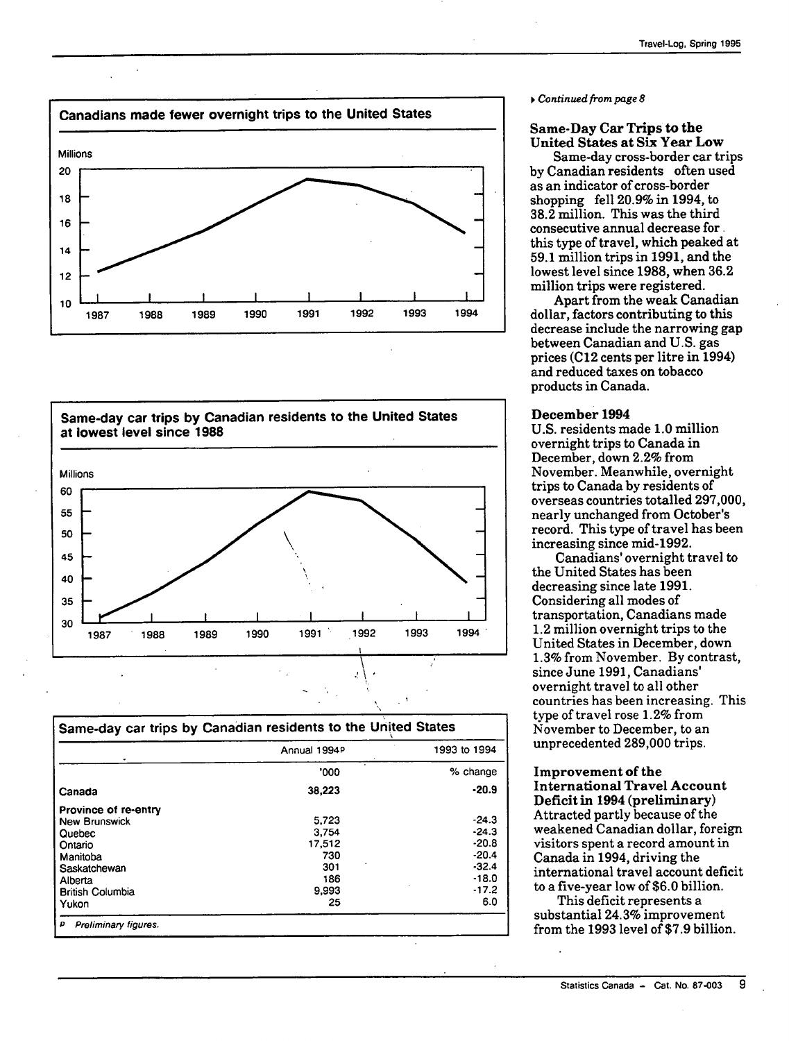**Canadians made fewer overnight trips to the United States**

Millions

**Same-day car trips by Canadian residents to the United States at lowest level since 1988**

Millions

**Same-day car trips by Canadian residents to the United States**

| | Annual 1994p | 1993 to 1994 |
|---|---|---|
| | '000 | % change |
| **Canada** | **38,223** | **-20.9** |
| **Province of re-entry** | | |
| New Brunswick | 5,723 | -24.3 |
| Quebec | 3,754 | -24.3 |
| Ontario | 17,512 | -20.8 |
| Manitoba | 730 | -20.4 |
| Saskatchewan | 301 | -32.4 |
| Alberta | 186 | -18.0 |
| British Columbia | 9,993 | -17.2 |
| Yukon | 25 | 6.0 |

p *Preliminary figures.*

*Continued from page 8*

### Same-Day Car Trips to the United States at Six Year Low

Same-day cross-border car trips by Canadian residents often used as an indicator of cross-border shopping fell 20.9% in 1994, to 38.2 million. This was the third consecutive annual decrease for this type of travel, which peaked at 59.1 million trips in 1991, and the lowest level since 1988, when 36.2 million trips were registered.

Apart from the weak Canadian dollar, factors contributing to this decrease include the narrowing gap between Canadian and U.S. gas prices (C12 cents per litre in 1994) and reduced taxes on tobacco products in Canada.

### December 1994

U.S. residents made 1.0 million overnight trips to Canada in December, down 2.2% from November. Meanwhile, overnight trips to Canada by residents of overseas countries totalled 297,000, nearly unchanged from October's record. This type of travel has been increasing since mid-1992.

Canadians' overnight travel to the United States has been decreasing since late 1991. Considering all modes of transportation, Canadians made 1.2 million overnight trips to the United States in December, down 1.3% from November. By contrast, since June 1991, Canadians' overnight travel to all other countries has been increasing. This type of travel rose 1.2% from November to December, to an unprecedented 289,000 trips.

### Improvement of the International Travel Account Deficit in 1994 (preliminary)

Attracted partly because of the weakened Canadian dollar, foreign visitors spent a record amount in Canada in 1994, driving the international travel account deficit to a five-year low of $6.0 billion.

This deficit represents a substantial 24.3% improvement from the 1993 level of $7.9 billion.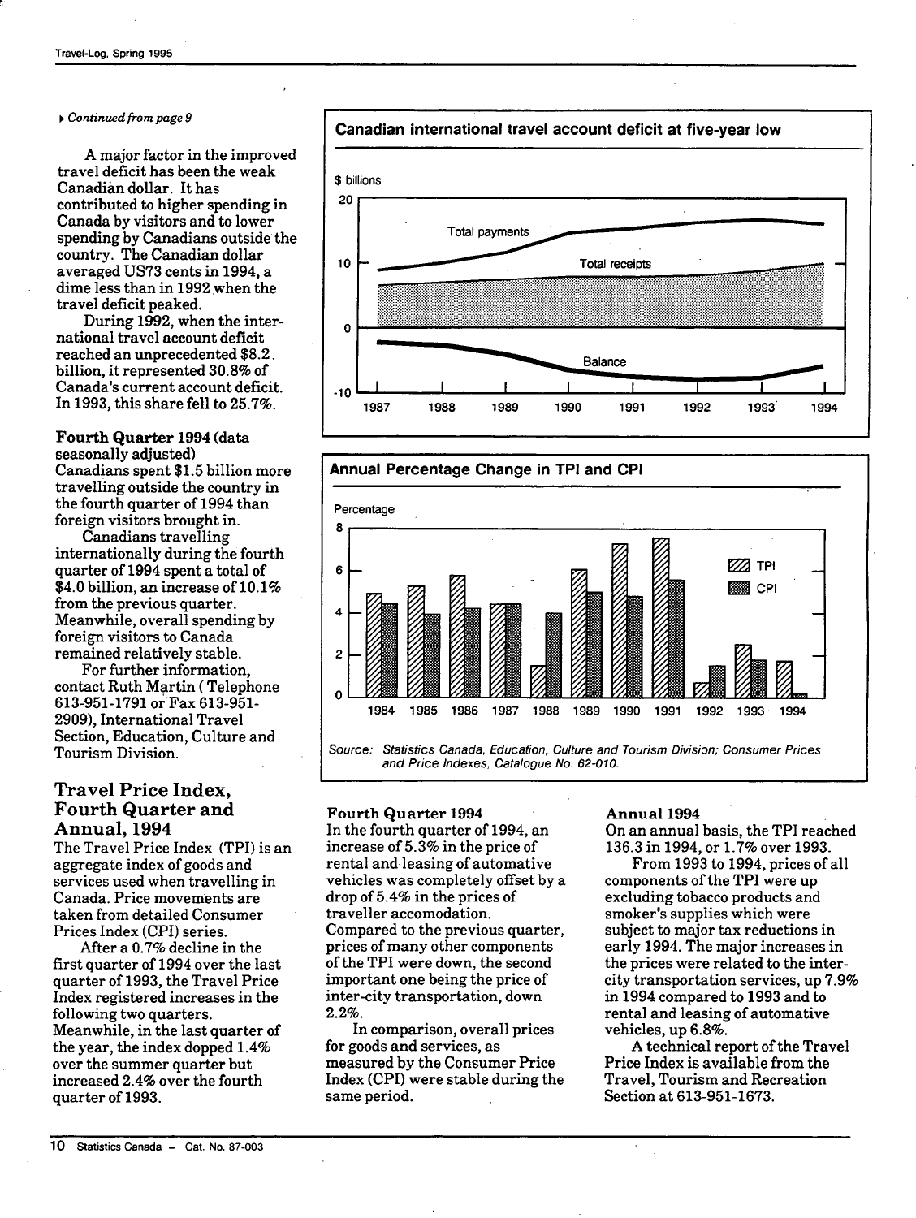*Continued from page 9*

A major factor in the improved travel deficit has been the weak Canadian dollar. It has contributed to higher spending in Canada by visitors and to lower spending by Canadians outside the country. The Canadian dollar averaged US73 cents in 1994, a dime less than in 1992 when the travel deficit peaked.

During 1992, when the international travel account deficit reached an unprecedented $8.2 billion, it represented 30.8% of Canada's current account deficit. In 1993, this share fell to 25.7%.

**Fourth Quarter 1994** (data seasonally adjusted)
Canadians spent $1.5 billion more travelling outside the country in the fourth quarter of 1994 than foreign visitors brought in.

Canadians travelling internationally during the fourth quarter of 1994 spent a total of $4.0 billion, an increase of 10.1% from the previous quarter. Meanwhile, overall spending by foreign visitors to Canada remained relatively stable.

For further information, contact Ruth Martin ( Telephone 613-951-1791 or Fax 613-951-2909), International Travel Section, Education, Culture and Tourism Division.

**Canadian international travel account deficit at five-year low**

**Annual Percentage Change in TPI and CPI**

Source: Statistics Canada, Education, Culture and Tourism Division; Consumer Prices and Price Indexes, Catalogue No. 62-010.

## Travel Price Index, Fourth Quarter and Annual, 1994

The Travel Price Index (TPI) is an aggregate index of goods and services used when travelling in Canada. Price movements are taken from detailed Consumer Prices Index (CPI) series.

After a 0.7% decline in the first quarter of 1994 over the last quarter of 1993, the Travel Price Index registered increases in the following two quarters. Meanwhile, in the last quarter of the year, the index dopped 1.4% over the summer quarter but increased 2.4% over the fourth quarter of 1993.

**Fourth Quarter 1994**
In the fourth quarter of 1994, an increase of 5.3% in the price of rental and leasing of automotive vehicles was completely offset by a drop of 5.4% in the prices of traveller accomodation. Compared to the previous quarter, prices of many other components of the TPI were down, the second important one being the price of inter-city transportation, down 2.2%.

In comparison, overall prices for goods and services, as measured by the Consumer Price Index (CPI) were stable during the same period.

**Annual 1994**
On an annual basis, the TPI reached 136.3 in 1994, or 1.7% over 1993.

From 1993 to 1994, prices of all components of the TPI were up excluding tobacco products and smoker's supplies which were subject to major tax reductions in early 1994. The major increases in the prices were related to the inter-city transportation services, up 7.9% in 1994 compared to 1993 and to rental and leasing of automotive vehicles, up 6.8%.

A technical report of the Travel Price Index is available from the Travel, Tourism and Recreation Section at 613-951-1673.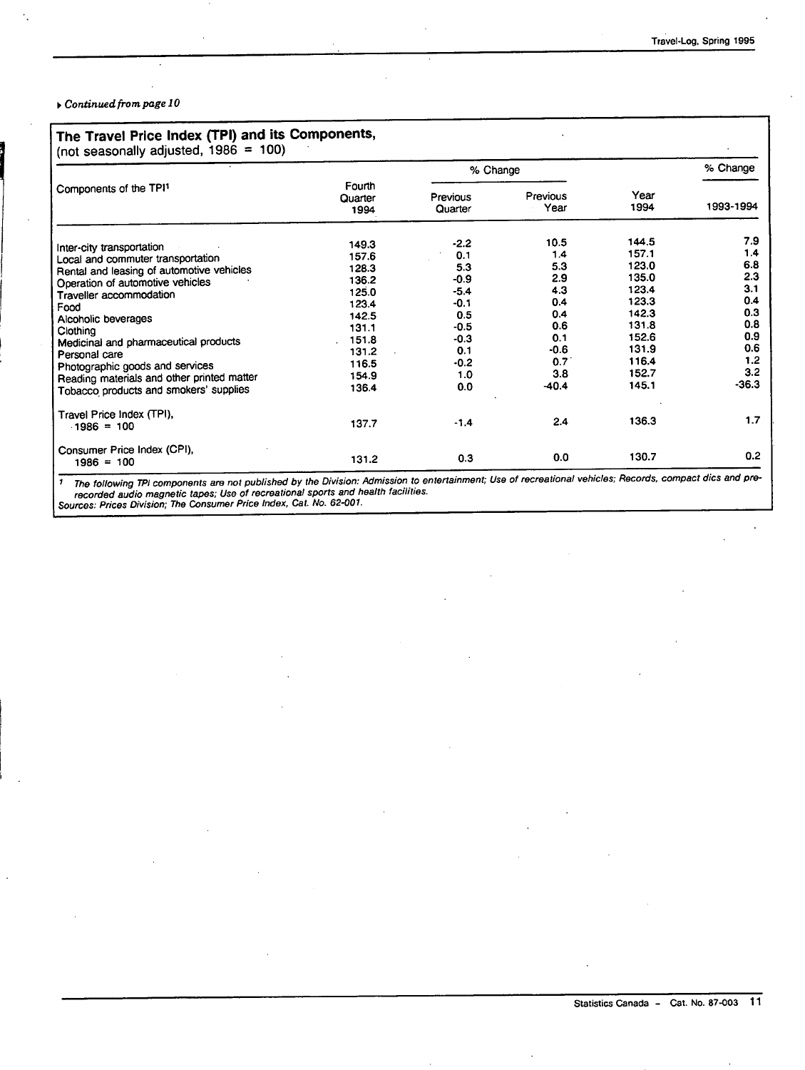*Continued from page 10*

## The Travel Price Index (TPI) and its Components,

(not seasonally adjusted, 1986 = 100)

| Components of the TPI[1] | Fourth Quarter 1994 | % Change Previous Quarter | % Change Previous Year | Year 1994 | % Change 1993-1994 |
|---|---|---|---|---|---|
| Inter-city transportation | 149.3 | -2.2 | 10.5 | 144.5 | 7.9 |
| Local and commuter transportation | 157.6 | 0.1 | 1.4 | 157.1 | 1.4 |
| Rental and leasing of automotive vehicles | 128.3 | 5.3 | 5.3 | 123.0 | 6.8 |
| Operation of automotive vehicles | 136.2 | -0.9 | 2.9 | 135.0 | 2.3 |
| Traveller accommodation | 125.0 | -5.4 | 4.3 | 123.4 | 3.1 |
| Food | 123.4 | -0.1 | 0.4 | 123.3 | 0.4 |
| Alcoholic beverages | 142.5 | 0.5 | 0.4 | 142.3 | 0.3 |
| Clothing | 131.1 | -0.5 | 0.6 | 131.8 | 0.8 |
| Medicinal and pharmaceutical products | 151.8 | -0.3 | 0.1 | 152.6 | 0.9 |
| Personal care | 131.2 | 0.1 | -0.6 | 131.9 | 0.6 |
| Photographic goods and services | 116.5 | -0.2 | 0.7 | 116.4 | 1.2 |
| Reading materials and other printed matter | 154.9 | 1.0 | 3.8 | 152.7 | 3.2 |
| Tobacco products and smokers' supplies | 136.4 | 0.0 | -40.4 | 145.1 | -36.3 |
| Travel Price Index (TPI), 1986 = 100 | 137.7 | -1.4 | 2.4 | 136.3 | 1.7 |
| Consumer Price Index (CPI), 1986 = 100 | 131.2 | 0.3 | 0.0 | 130.7 | 0.2 |

1 *The following TPI components are not published by the Division: Admission to entertainment; Use of recreational vehicles; Records, compact dics and pre-recorded audio magnetic tapes; Use of recreational sports and health facilities.*

*Sources: Prices Division; The Consumer Price Index, Cat. No. 62-001.*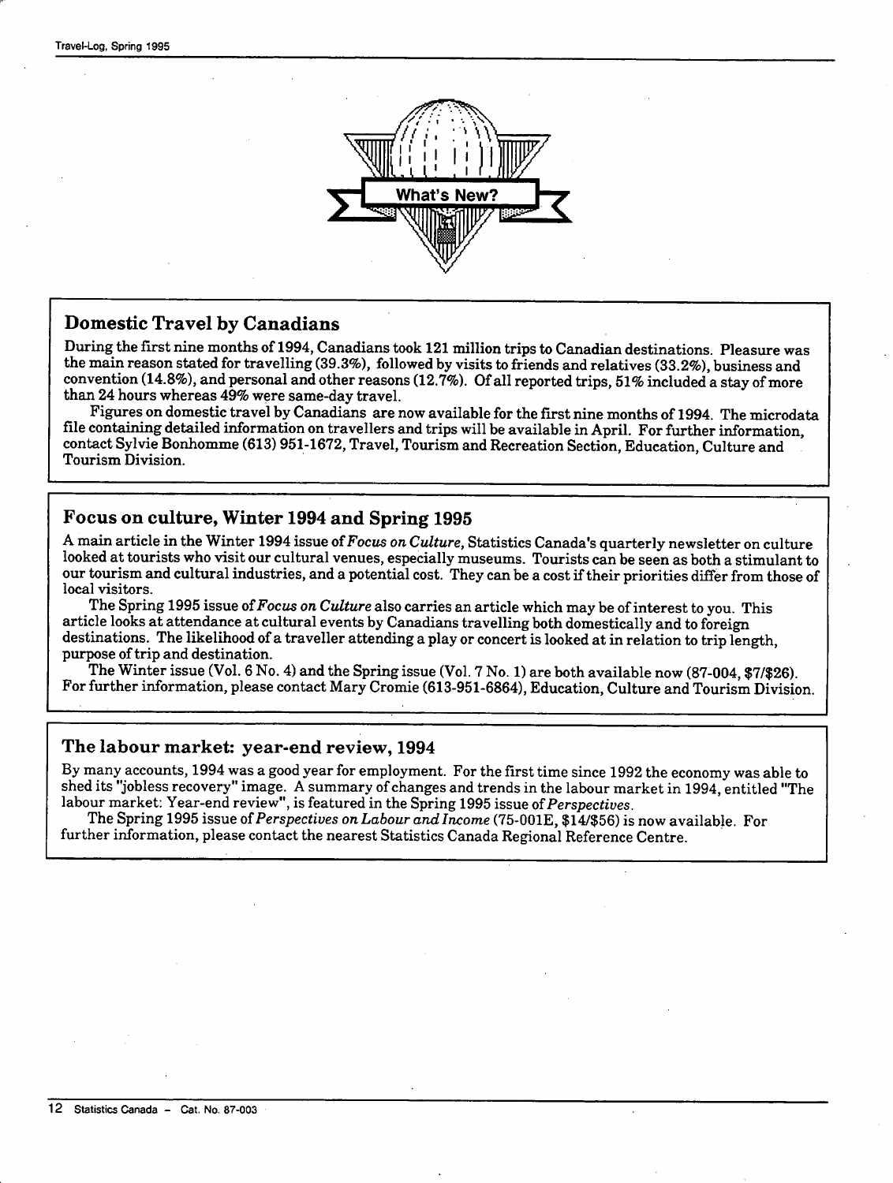## What's New?

### Domestic Travel by Canadians

During the first nine months of 1994, Canadians took 121 million trips to Canadian destinations. Pleasure was the main reason stated for travelling (39.3%), followed by visits to friends and relatives (33.2%), business and convention (14.8%), and personal and other reasons (12.7%). Of all reported trips, 51% included a stay of more than 24 hours whereas 49% were same-day travel.

Figures on domestic travel by Canadians are now available for the first nine months of 1994. The microdata file containing detailed information on travellers and trips will be available in April. For further information, contact Sylvie Bonhomme (613) 951-1672, Travel, Tourism and Recreation Section, Education, Culture and Tourism Division.

### Focus on culture, Winter 1994 and Spring 1995

A main article in the Winter 1994 issue of *Focus on Culture*, Statistics Canada's quarterly newsletter on culture looked at tourists who visit our cultural venues, especially museums. Tourists can be seen as both a stimulant to our tourism and cultural industries, and a potential cost. They can be a cost if their priorities differ from those of local visitors.

The Spring 1995 issue of *Focus on Culture* also carries an article which may be of interest to you. This article looks at attendance at cultural events by Canadians travelling both domestically and to foreign destinations. The likelihood of a traveller attending a play or concert is looked at in relation to trip length, purpose of trip and destination.

The Winter issue (Vol. 6 No. 4) and the Spring issue (Vol. 7 No. 1) are both available now (87-004, $7/$26). For further information, please contact Mary Cromie (613-951-6864), Education, Culture and Tourism Division.

### The labour market: year-end review, 1994

By many accounts, 1994 was a good year for employment. For the first time since 1992 the economy was able to shed its "jobless recovery" image. A summary of changes and trends in the labour market in 1994, entitled "The labour market: Year-end review", is featured in the Spring 1995 issue of *Perspectives*.

The Spring 1995 issue of *Perspectives on Labour and Income* (75-001E, $14/$56) is now available. For further information, please contact the nearest Statistics Canada Regional Reference Centre.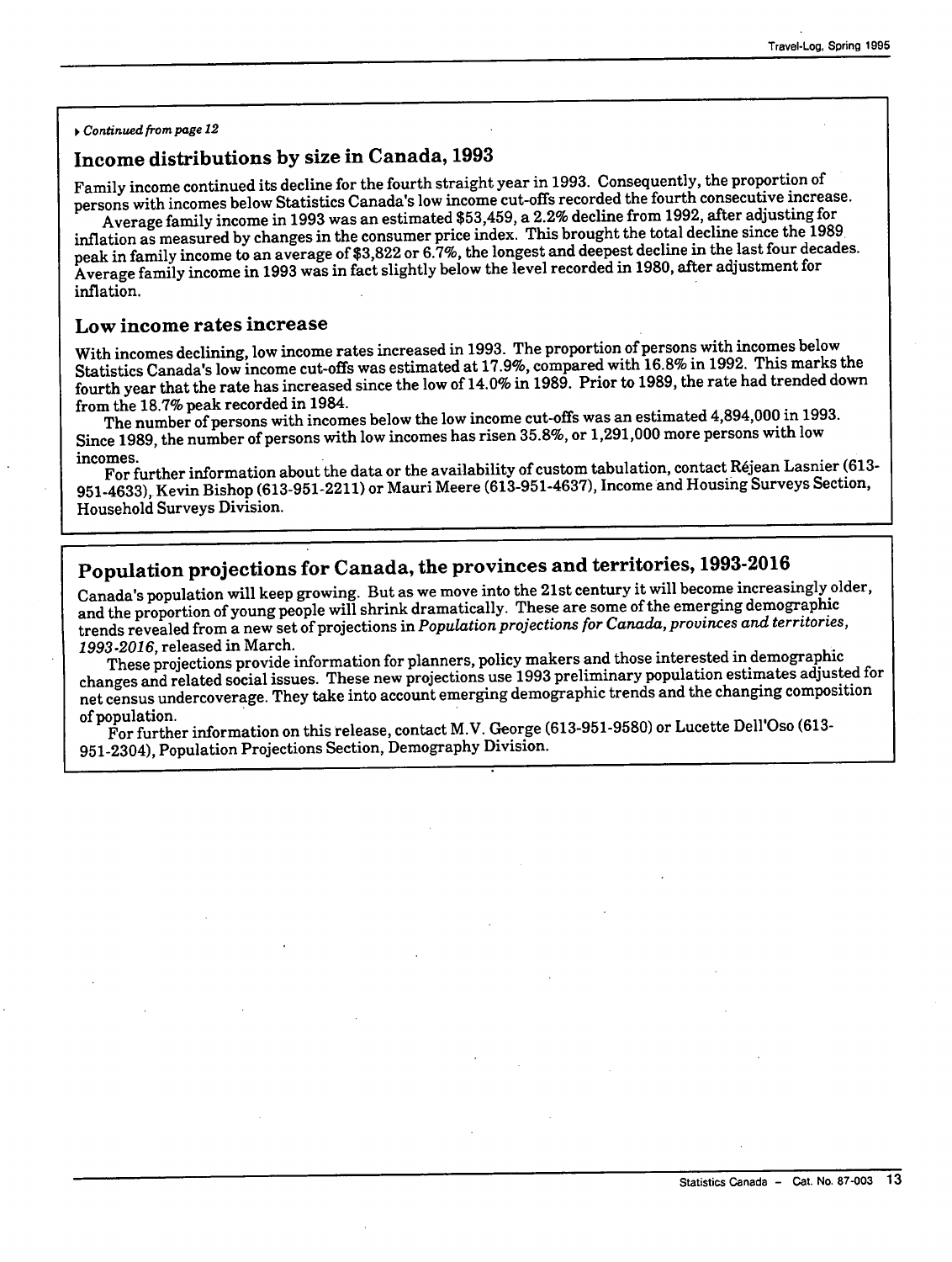*▸ Continued from page 12*

## Income distributions by size in Canada, 1993

Family income continued its decline for the fourth straight year in 1993. Consequently, the proportion of persons with incomes below Statistics Canada's low income cut-offs recorded the fourth consecutive increase.

Average family income in 1993 was an estimated $53,459, a 2.2% decline from 1992, after adjusting for inflation as measured by changes in the consumer price index. This brought the total decline since the 1989 peak in family income to an average of $3,822 or 6.7%, the longest and deepest decline in the last four decades. Average family income in 1993 was in fact slightly below the level recorded in 1980, after adjustment for inflation.

### Low income rates increase

With incomes declining, low income rates increased in 1993. The proportion of persons with incomes below Statistics Canada's low income cut-offs was estimated at 17.9%, compared with 16.8% in 1992. This marks the fourth year that the rate has increased since the low of 14.0% in 1989. Prior to 1989, the rate had trended down from the 18.7% peak recorded in 1984.

The number of persons with incomes below the low income cut-offs was an estimated 4,894,000 in 1993. Since 1989, the number of persons with low incomes has risen 35.8%, or 1,291,000 more persons with low incomes.

For further information about the data or the availability of custom tabulation, contact Réjean Lasnier (613-951-4633), Kevin Bishop (613-951-2211) or Mauri Meere (613-951-4637), Income and Housing Surveys Section, Household Surveys Division.

## Population projections for Canada, the provinces and territories, 1993-2016

Canada's population will keep growing. But as we move into the 21st century it will become increasingly older, and the proportion of young people will shrink dramatically. These are some of the emerging demographic trends revealed from a new set of projections in *Population projections for Canada, provinces and territories, 1993-2016*, released in March.

These projections provide information for planners, policy makers and those interested in demographic changes and related social issues. These new projections use 1993 preliminary population estimates adjusted for net census undercoverage. They take into account emerging demographic trends and the changing composition of population.

For further information on this release, contact M.V. George (613-951-9580) or Lucette Dell'Oso (613-951-2304), Population Projections Section, Demography Division.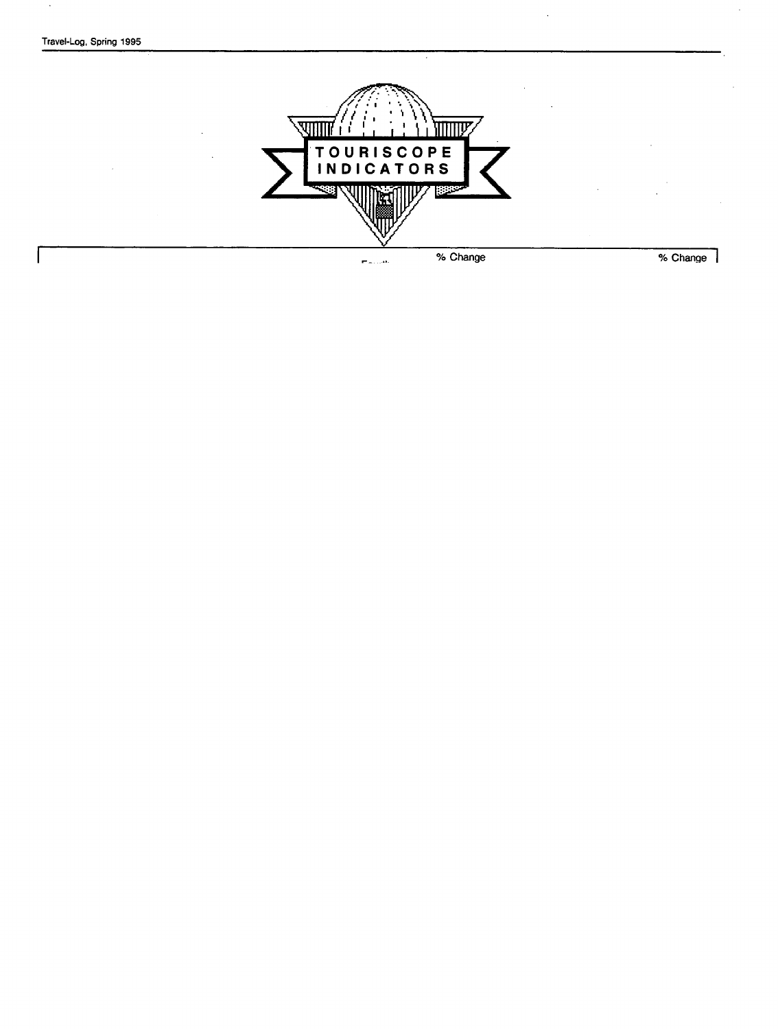TOURISCOPE
INDICATORS

| Fourth | % Change | % Change |
|---|---|---|